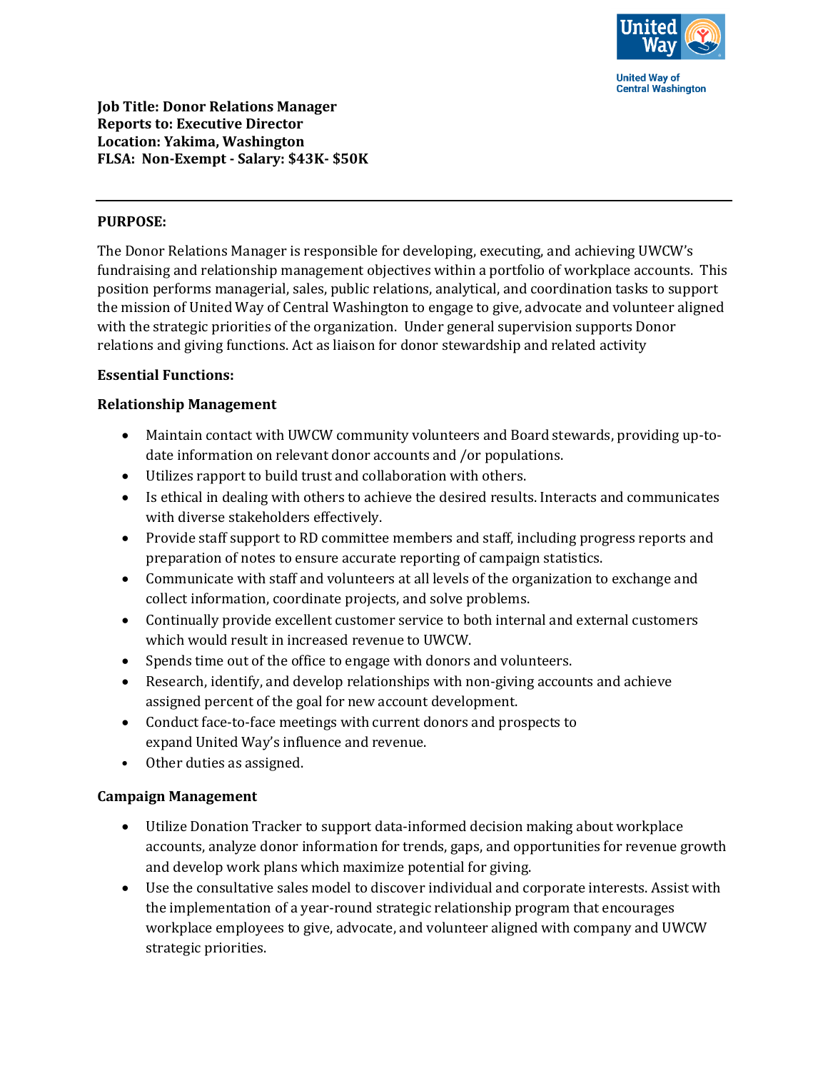United Way of Central Washington

**Job Title: Donor Relations Manager**
**Reports to: Executive Director**
**Location: Yakima, Washington**
**FLSA: Non-Exempt - Salary: $43K- $50K**

---

**PURPOSE:**

The Donor Relations Manager is responsible for developing, executing, and achieving UWCW's fundraising and relationship management objectives within a portfolio of workplace accounts. This position performs managerial, sales, public relations, analytical, and coordination tasks to support the mission of United Way of Central Washington to engage to give, advocate and volunteer aligned with the strategic priorities of the organization. Under general supervision supports Donor relations and giving functions. Act as liaison for donor stewardship and related activity

**Essential Functions:**

**Relationship Management**

- Maintain contact with UWCW community volunteers and Board stewards, providing up-to-date information on relevant donor accounts and /or populations.
- Utilizes rapport to build trust and collaboration with others.
- Is ethical in dealing with others to achieve the desired results. Interacts and communicates with diverse stakeholders effectively.
- Provide staff support to RD committee members and staff, including progress reports and preparation of notes to ensure accurate reporting of campaign statistics.
- Communicate with staff and volunteers at all levels of the organization to exchange and collect information, coordinate projects, and solve problems.
- Continually provide excellent customer service to both internal and external customers which would result in increased revenue to UWCW.
- Spends time out of the office to engage with donors and volunteers.
- Research, identify, and develop relationships with non-giving accounts and achieve assigned percent of the goal for new account development.
- Conduct face-to-face meetings with current donors and prospects to expand United Way's influence and revenue.
- Other duties as assigned.

**Campaign Management**

- Utilize Donation Tracker to support data-informed decision making about workplace accounts, analyze donor information for trends, gaps, and opportunities for revenue growth and develop work plans which maximize potential for giving.
- Use the consultative sales model to discover individual and corporate interests. Assist with the implementation of a year-round strategic relationship program that encourages workplace employees to give, advocate, and volunteer aligned with company and UWCW strategic priorities.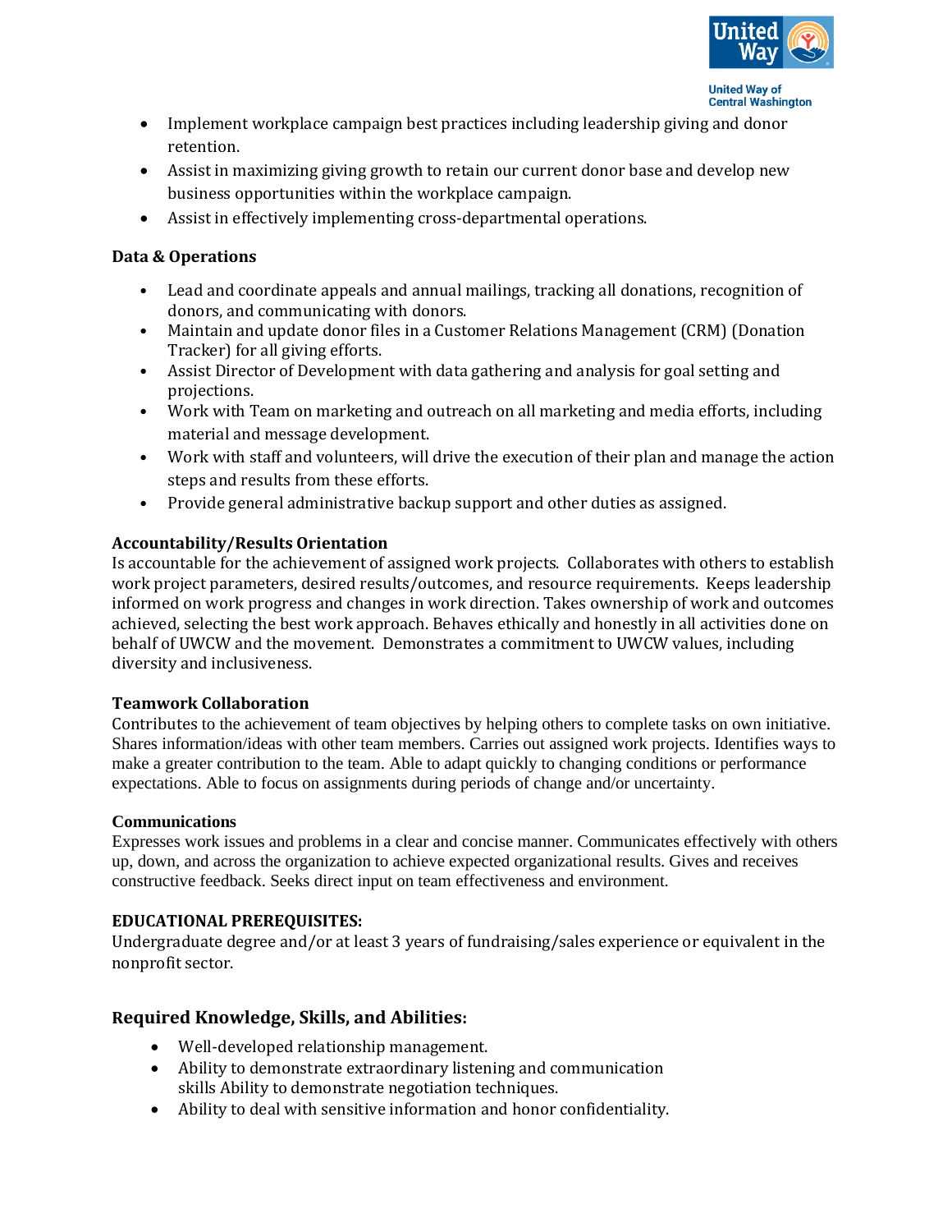- Implement workplace campaign best practices including leadership giving and donor retention.
- Assist in maximizing giving growth to retain our current donor base and develop new business opportunities within the workplace campaign.
- Assist in effectively implementing cross-departmental operations.

**Data & Operations**

- Lead and coordinate appeals and annual mailings, tracking all donations, recognition of donors, and communicating with donors.
- Maintain and update donor files in a Customer Relations Management (CRM) (Donation Tracker) for all giving efforts.
- Assist Director of Development with data gathering and analysis for goal setting and projections.
- Work with Team on marketing and outreach on all marketing and media efforts, including material and message development.
- Work with staff and volunteers, will drive the execution of their plan and manage the action steps and results from these efforts.
- Provide general administrative backup support and other duties as assigned.

**Accountability/Results Orientation**

Is accountable for the achievement of assigned work projects. Collaborates with others to establish work project parameters, desired results/outcomes, and resource requirements. Keeps leadership informed on work progress and changes in work direction. Takes ownership of work and outcomes achieved, selecting the best work approach. Behaves ethically and honestly in all activities done on behalf of UWCW and the movement. Demonstrates a commitment to UWCW values, including diversity and inclusiveness.

**Teamwork Collaboration**

Contributes to the achievement of team objectives by helping others to complete tasks on own initiative. Shares information/ideas with other team members. Carries out assigned work projects. Identifies ways to make a greater contribution to the team. Able to adapt quickly to changing conditions or performance expectations. Able to focus on assignments during periods of change and/or uncertainty.

**Communications**

Expresses work issues and problems in a clear and concise manner. Communicates effectively with others up, down, and across the organization to achieve expected organizational results. Gives and receives constructive feedback. Seeks direct input on team effectiveness and environment.

**EDUCATIONAL PREREQUISITES:**

Undergraduate degree and/or at least 3 years of fundraising/sales experience or equivalent in the nonprofit sector.

## Required Knowledge, Skills, and Abilities:

- Well-developed relationship management.
- Ability to demonstrate extraordinary listening and communication skills Ability to demonstrate negotiation techniques.
- Ability to deal with sensitive information and honor confidentiality.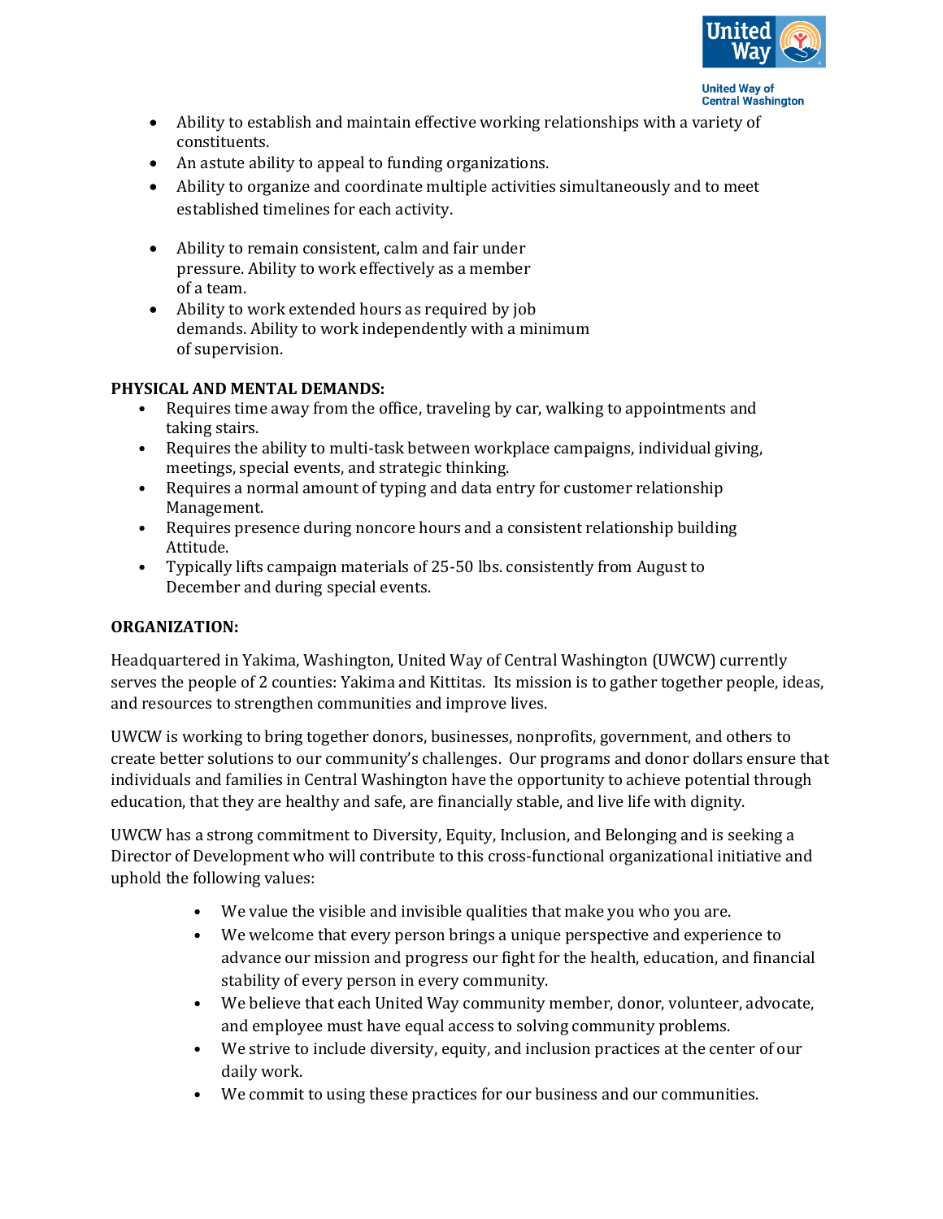- Ability to establish and maintain effective working relationships with a variety of constituents.
- An astute ability to appeal to funding organizations.
- Ability to organize and coordinate multiple activities simultaneously and to meet established timelines for each activity.
- Ability to remain consistent, calm and fair under pressure. Ability to work effectively as a member of a team.
- Ability to work extended hours as required by job demands. Ability to work independently with a minimum of supervision.

**PHYSICAL AND MENTAL DEMANDS:**

- Requires time away from the office, traveling by car, walking to appointments and taking stairs.
- Requires the ability to multi-task between workplace campaigns, individual giving, meetings, special events, and strategic thinking.
- Requires a normal amount of typing and data entry for customer relationship Management.
- Requires presence during noncore hours and a consistent relationship building Attitude.
- Typically lifts campaign materials of 25-50 lbs. consistently from August to December and during special events.

**ORGANIZATION:**

Headquartered in Yakima, Washington, United Way of Central Washington (UWCW) currently serves the people of 2 counties: Yakima and Kittitas. Its mission is to gather together people, ideas, and resources to strengthen communities and improve lives.

UWCW is working to bring together donors, businesses, nonprofits, government, and others to create better solutions to our community's challenges. Our programs and donor dollars ensure that individuals and families in Central Washington have the opportunity to achieve potential through education, that they are healthy and safe, are financially stable, and live life with dignity.

UWCW has a strong commitment to Diversity, Equity, Inclusion, and Belonging and is seeking a Director of Development who will contribute to this cross-functional organizational initiative and uphold the following values:

- We value the visible and invisible qualities that make you who you are.
- We welcome that every person brings a unique perspective and experience to advance our mission and progress our fight for the health, education, and financial stability of every person in every community.
- We believe that each United Way community member, donor, volunteer, advocate, and employee must have equal access to solving community problems.
- We strive to include diversity, equity, and inclusion practices at the center of our daily work.
- We commit to using these practices for our business and our communities.